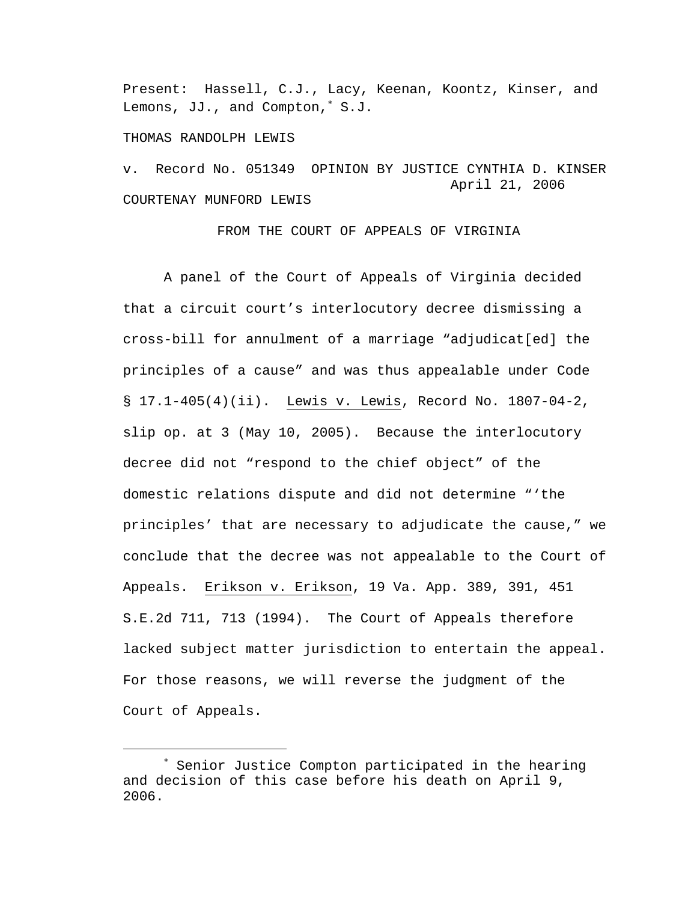Present: Hassell, C.J., Lacy, Keenan, Koontz, Kinser, and Lemons, JJ., and Compton,* S.J.

THOMAS RANDOLPH LEWIS

v. Record No. 051349 OPINION BY JUSTICE CYNTHIA D. KINSER
April 21, 2006

COURTENAY MUNFORD LEWIS

FROM THE COURT OF APPEALS OF VIRGINIA

A panel of the Court of Appeals of Virginia decided that a circuit court's interlocutory decree dismissing a cross-bill for annulment of a marriage "adjudicat[ed] the principles of a cause" and was thus appealable under Code § 17.1-405(4)(ii). Lewis v. Lewis, Record No. 1807-04-2, slip op. at 3 (May 10, 2005). Because the interlocutory decree did not "respond to the chief object" of the domestic relations dispute and did not determine "'the principles' that are necessary to adjudicate the cause," we conclude that the decree was not appealable to the Court of Appeals. Erikson v. Erikson, 19 Va. App. 389, 391, 451 S.E.2d 711, 713 (1994). The Court of Appeals therefore lacked subject matter jurisdiction to entertain the appeal. For those reasons, we will reverse the judgment of the Court of Appeals.

---

* Senior Justice Compton participated in the hearing and decision of this case before his death on April 9, 2006.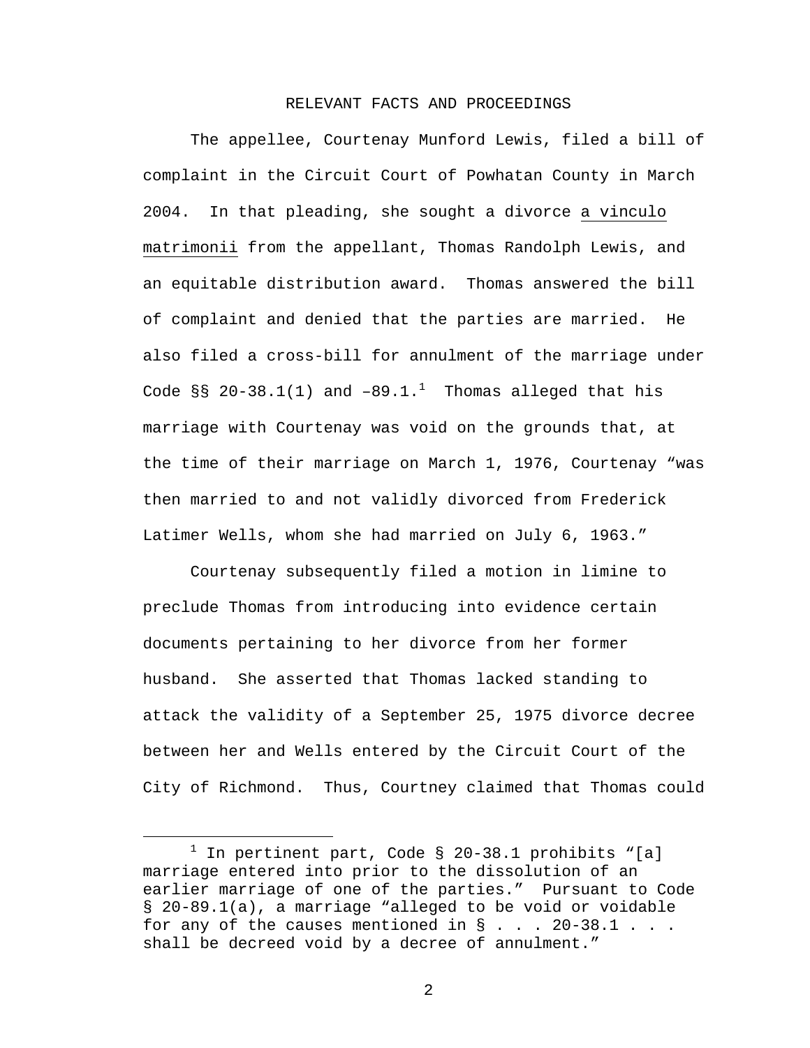## RELEVANT FACTS AND PROCEEDINGS

The appellee, Courtenay Munford Lewis, filed a bill of complaint in the Circuit Court of Powhatan County in March 2004. In that pleading, she sought a divorce a vinculo matrimonii from the appellant, Thomas Randolph Lewis, and an equitable distribution award. Thomas answered the bill of complaint and denied that the parties are married. He also filed a cross-bill for annulment of the marriage under Code §§ 20-38.1(1) and –89.1.[1] Thomas alleged that his marriage with Courtenay was void on the grounds that, at the time of their marriage on March 1, 1976, Courtenay "was then married to and not validly divorced from Frederick Latimer Wells, whom she had married on July 6, 1963."

Courtenay subsequently filed a motion in limine to preclude Thomas from introducing into evidence certain documents pertaining to her divorce from her former husband. She asserted that Thomas lacked standing to attack the validity of a September 25, 1975 divorce decree between her and Wells entered by the Circuit Court of the City of Richmond. Thus, Courtney claimed that Thomas could

[1] In pertinent part, Code § 20-38.1 prohibits "[a] marriage entered into prior to the dissolution of an earlier marriage of one of the parties." Pursuant to Code § 20-89.1(a), a marriage "alleged to be void or voidable for any of the causes mentioned in § . . . 20-38.1 . . . shall be decreed void by a decree of annulment."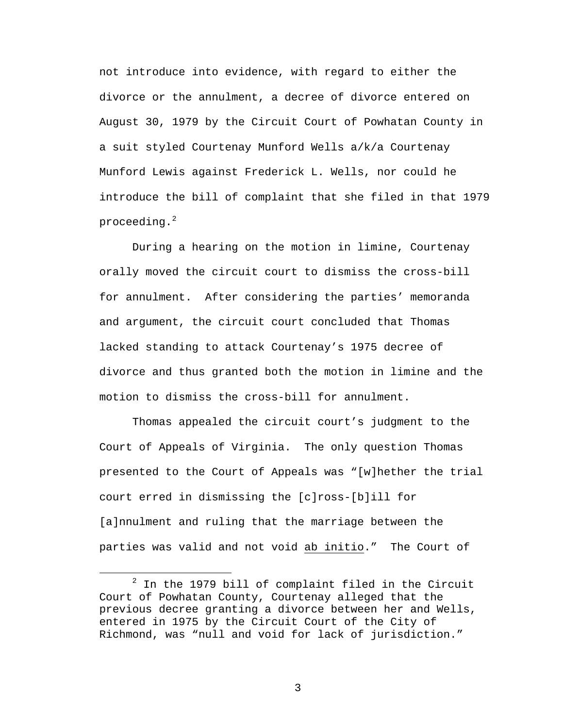not introduce into evidence, with regard to either the divorce or the annulment, a decree of divorce entered on August 30, 1979 by the Circuit Court of Powhatan County in a suit styled Courtenay Munford Wells a/k/a Courtenay Munford Lewis against Frederick L. Wells, nor could he introduce the bill of complaint that she filed in that 1979 proceeding.[2]

During a hearing on the motion in limine, Courtenay orally moved the circuit court to dismiss the cross-bill for annulment. After considering the parties' memoranda and argument, the circuit court concluded that Thomas lacked standing to attack Courtenay's 1975 decree of divorce and thus granted both the motion in limine and the motion to dismiss the cross-bill for annulment.

Thomas appealed the circuit court's judgment to the Court of Appeals of Virginia. The only question Thomas presented to the Court of Appeals was "[w]hether the trial court erred in dismissing the [c]ross-[b]ill for [a]nnulment and ruling that the marriage between the parties was valid and not void <u>ab initio</u>." The Court of

[2] In the 1979 bill of complaint filed in the Circuit Court of Powhatan County, Courtenay alleged that the previous decree granting a divorce between her and Wells, entered in 1975 by the Circuit Court of the City of Richmond, was "null and void for lack of jurisdiction."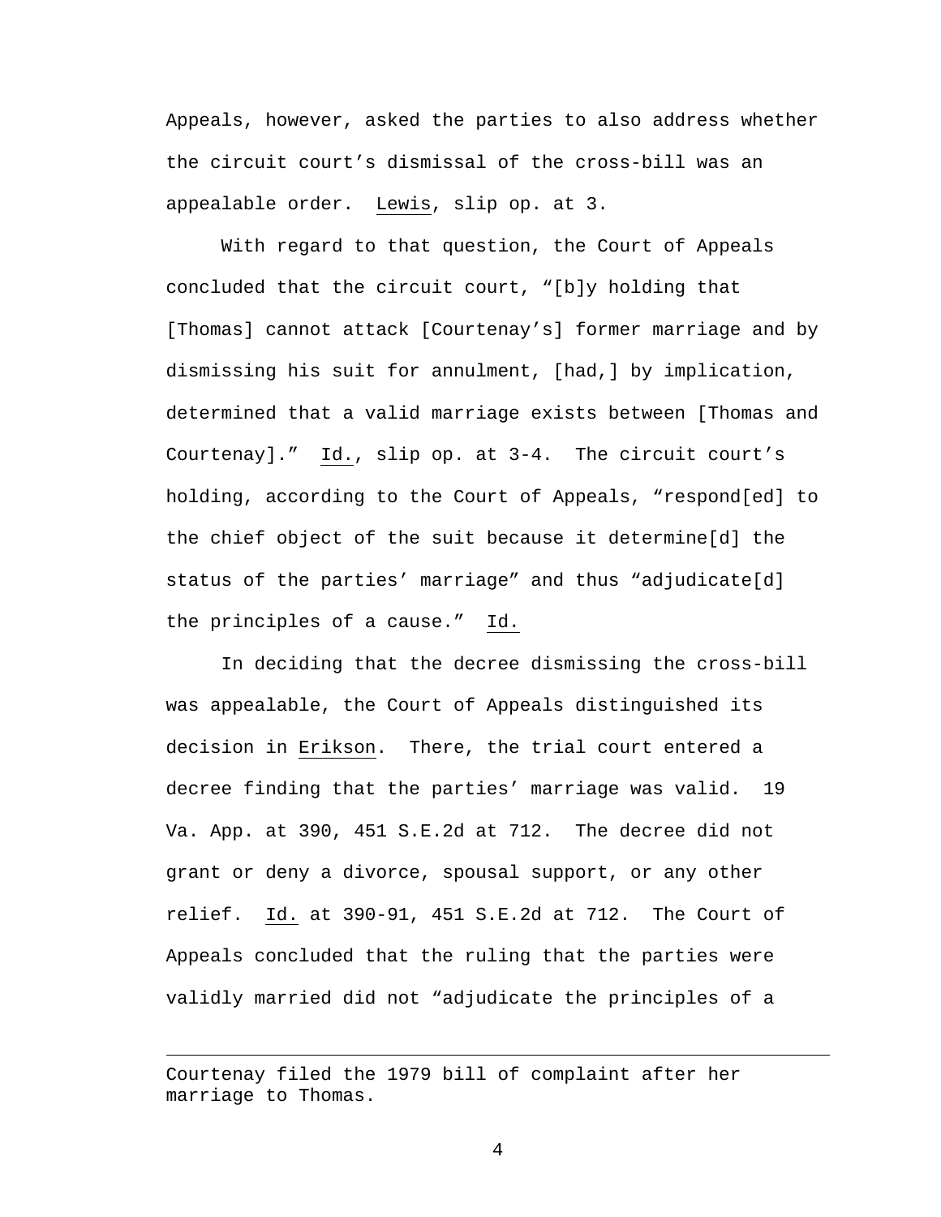Appeals, however, asked the parties to also address whether the circuit court's dismissal of the cross-bill was an appealable order. Lewis, slip op. at 3.

With regard to that question, the Court of Appeals concluded that the circuit court, "[b]y holding that [Thomas] cannot attack [Courtenay's] former marriage and by dismissing his suit for annulment, [had,] by implication, determined that a valid marriage exists between [Thomas and Courtenay]." Id., slip op. at 3-4. The circuit court's holding, according to the Court of Appeals, "respond[ed] to the chief object of the suit because it determine[d] the status of the parties' marriage" and thus "adjudicate[d] the principles of a cause." Id.

In deciding that the decree dismissing the cross-bill was appealable, the Court of Appeals distinguished its decision in Erikson. There, the trial court entered a decree finding that the parties' marriage was valid. 19 Va. App. at 390, 451 S.E.2d at 712. The decree did not grant or deny a divorce, spousal support, or any other relief. Id. at 390-91, 451 S.E.2d at 712. The Court of Appeals concluded that the ruling that the parties were validly married did not "adjudicate the principles of a

---

Courtenay filed the 1979 bill of complaint after her marriage to Thomas.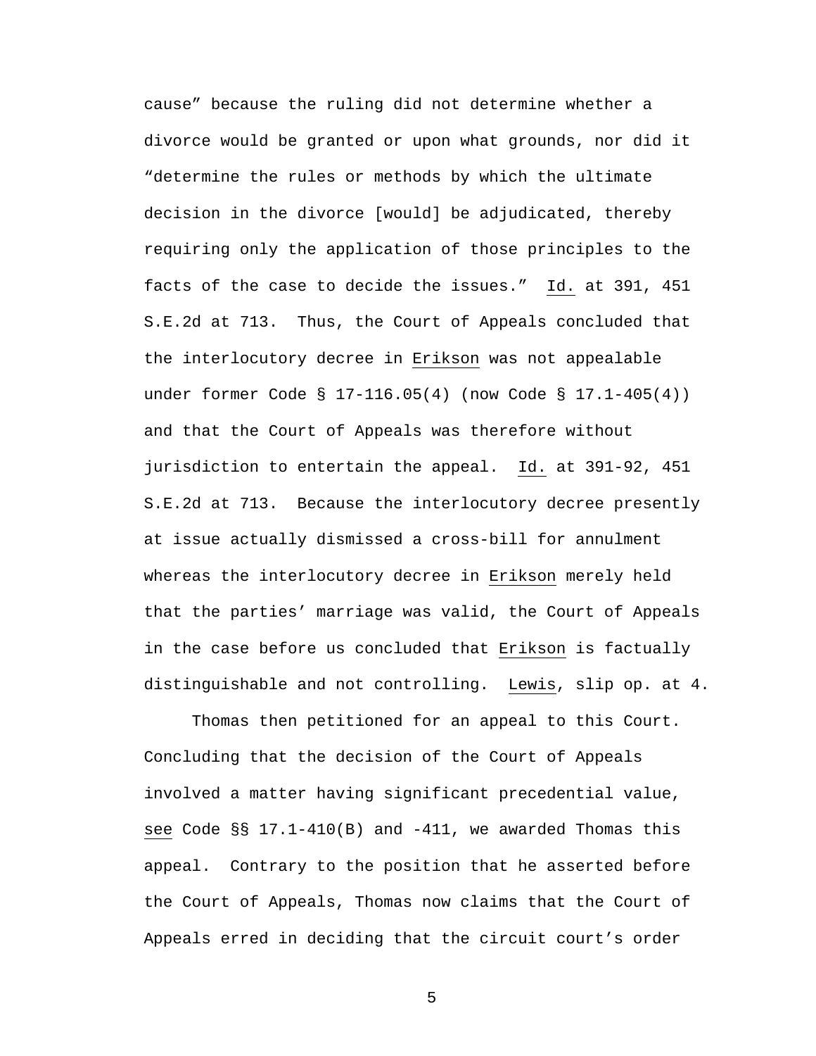cause” because the ruling did not determine whether a divorce would be granted or upon what grounds, nor did it “determine the rules or methods by which the ultimate decision in the divorce [would] be adjudicated, thereby requiring only the application of those principles to the facts of the case to decide the issues.” Id. at 391, 451 S.E.2d at 713. Thus, the Court of Appeals concluded that the interlocutory decree in Erikson was not appealable under former Code § 17-116.05(4) (now Code § 17.1-405(4)) and that the Court of Appeals was therefore without jurisdiction to entertain the appeal. Id. at 391-92, 451 S.E.2d at 713. Because the interlocutory decree presently at issue actually dismissed a cross-bill for annulment whereas the interlocutory decree in Erikson merely held that the parties’ marriage was valid, the Court of Appeals in the case before us concluded that Erikson is factually distinguishable and not controlling. Lewis, slip op. at 4.

Thomas then petitioned for an appeal to this Court. Concluding that the decision of the Court of Appeals involved a matter having significant precedential value, see Code §§ 17.1-410(B) and -411, we awarded Thomas this appeal. Contrary to the position that he asserted before the Court of Appeals, Thomas now claims that the Court of Appeals erred in deciding that the circuit court’s order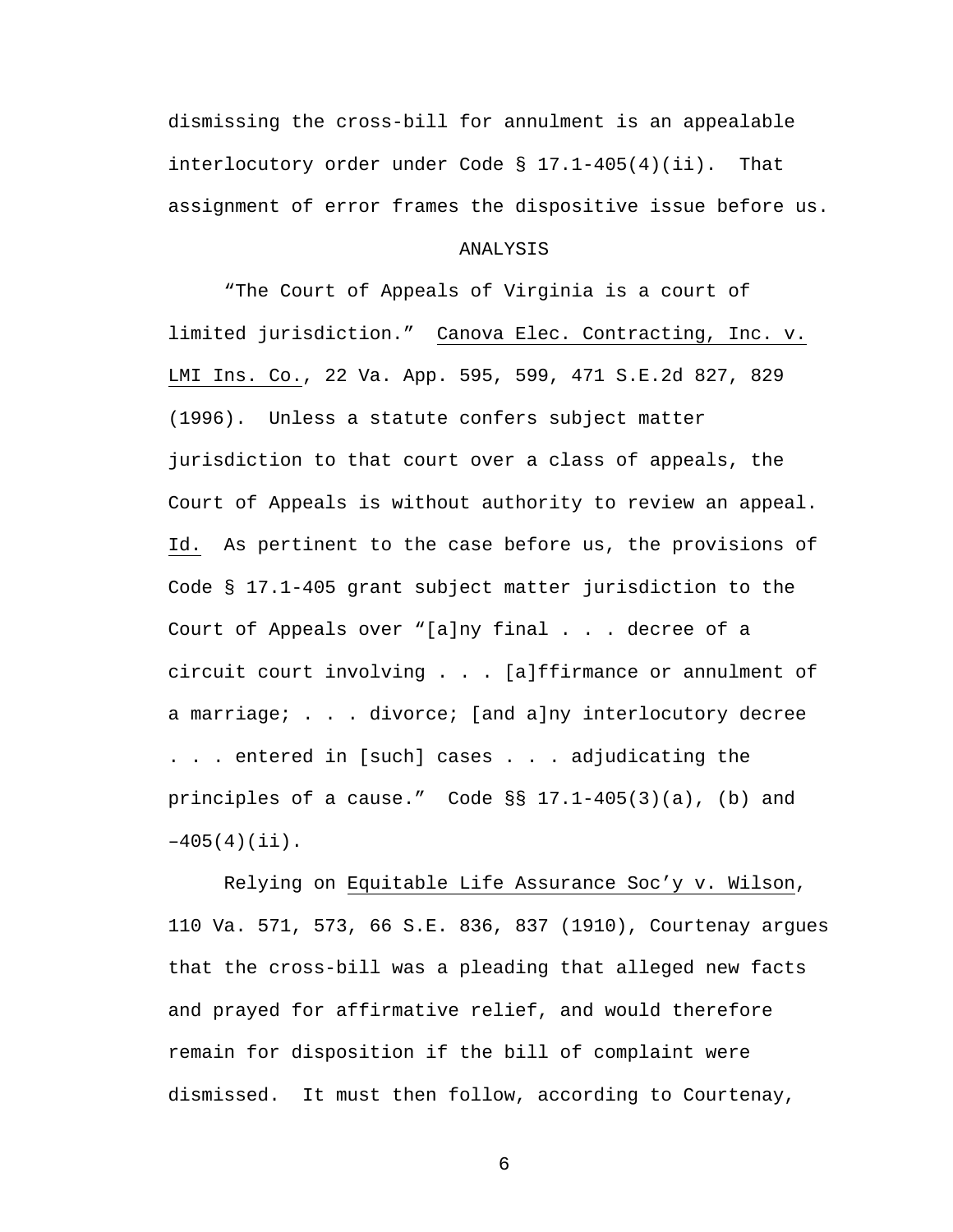dismissing the cross-bill for annulment is an appealable interlocutory order under Code § 17.1-405(4)(ii). That assignment of error frames the dispositive issue before us.

## ANALYSIS

"The Court of Appeals of Virginia is a court of limited jurisdiction." Canova Elec. Contracting, Inc. v. LMI Ins. Co., 22 Va. App. 595, 599, 471 S.E.2d 827, 829 (1996). Unless a statute confers subject matter jurisdiction to that court over a class of appeals, the Court of Appeals is without authority to review an appeal. Id. As pertinent to the case before us, the provisions of Code § 17.1-405 grant subject matter jurisdiction to the Court of Appeals over "[a]ny final . . . decree of a circuit court involving . . . [a]ffirmance or annulment of a marriage; . . . divorce; [and a]ny interlocutory decree . . . entered in [such] cases . . . adjudicating the principles of a cause." Code §§ 17.1-405(3)(a), (b) and –405(4)(ii).

Relying on Equitable Life Assurance Soc'y v. Wilson, 110 Va. 571, 573, 66 S.E. 836, 837 (1910), Courtenay argues that the cross-bill was a pleading that alleged new facts and prayed for affirmative relief, and would therefore remain for disposition if the bill of complaint were dismissed. It must then follow, according to Courtenay,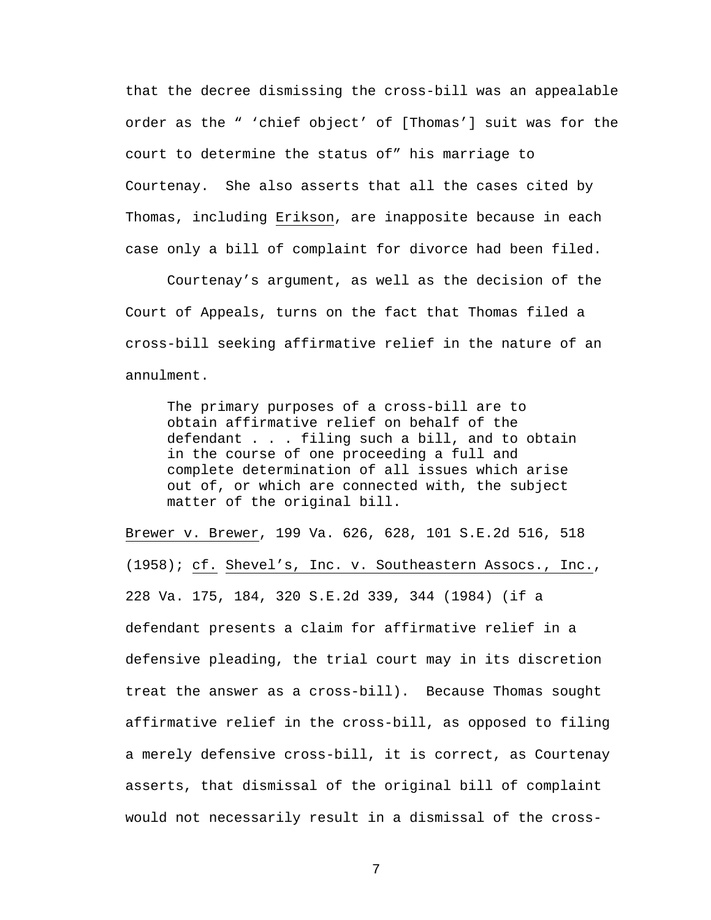that the decree dismissing the cross-bill was an appealable order as the " 'chief object' of [Thomas'] suit was for the court to determine the status of" his marriage to Courtenay. She also asserts that all the cases cited by Thomas, including Erikson, are inapposite because in each case only a bill of complaint for divorce had been filed.

Courtenay's argument, as well as the decision of the Court of Appeals, turns on the fact that Thomas filed a cross-bill seeking affirmative relief in the nature of an annulment.

> The primary purposes of a cross-bill are to obtain affirmative relief on behalf of the defendant . . . filing such a bill, and to obtain in the course of one proceeding a full and complete determination of all issues which arise out of, or which are connected with, the subject matter of the original bill.

Brewer v. Brewer, 199 Va. 626, 628, 101 S.E.2d 516, 518 (1958); cf. Shevel's, Inc. v. Southeastern Assocs., Inc., 228 Va. 175, 184, 320 S.E.2d 339, 344 (1984) (if a defendant presents a claim for affirmative relief in a defensive pleading, the trial court may in its discretion treat the answer as a cross-bill). Because Thomas sought affirmative relief in the cross-bill, as opposed to filing a merely defensive cross-bill, it is correct, as Courtenay asserts, that dismissal of the original bill of complaint would not necessarily result in a dismissal of the cross-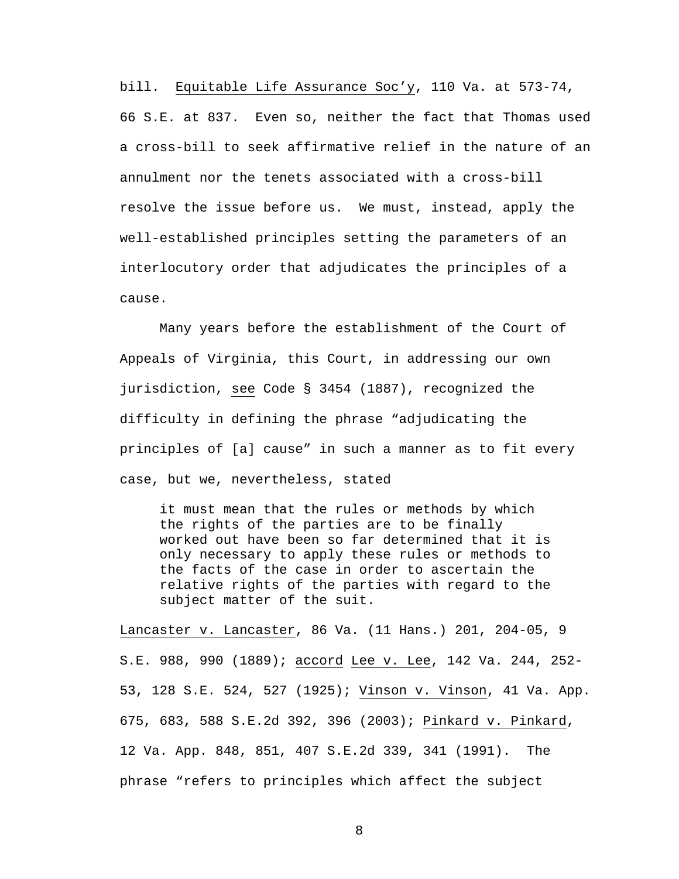bill. Equitable Life Assurance Soc'y, 110 Va. at 573-74, 66 S.E. at 837. Even so, neither the fact that Thomas used a cross-bill to seek affirmative relief in the nature of an annulment nor the tenets associated with a cross-bill resolve the issue before us. We must, instead, apply the well-established principles setting the parameters of an interlocutory order that adjudicates the principles of a cause.

Many years before the establishment of the Court of Appeals of Virginia, this Court, in addressing our own jurisdiction, see Code § 3454 (1887), recognized the difficulty in defining the phrase "adjudicating the principles of [a] cause" in such a manner as to fit every case, but we, nevertheless, stated

> it must mean that the rules or methods by which the rights of the parties are to be finally worked out have been so far determined that it is only necessary to apply these rules or methods to the facts of the case in order to ascertain the relative rights of the parties with regard to the subject matter of the suit.

Lancaster v. Lancaster, 86 Va. (11 Hans.) 201, 204-05, 9 S.E. 988, 990 (1889); accord Lee v. Lee, 142 Va. 244, 252-53, 128 S.E. 524, 527 (1925); Vinson v. Vinson, 41 Va. App. 675, 683, 588 S.E.2d 392, 396 (2003); Pinkard v. Pinkard, 12 Va. App. 848, 851, 407 S.E.2d 339, 341 (1991). The phrase "refers to principles which affect the subject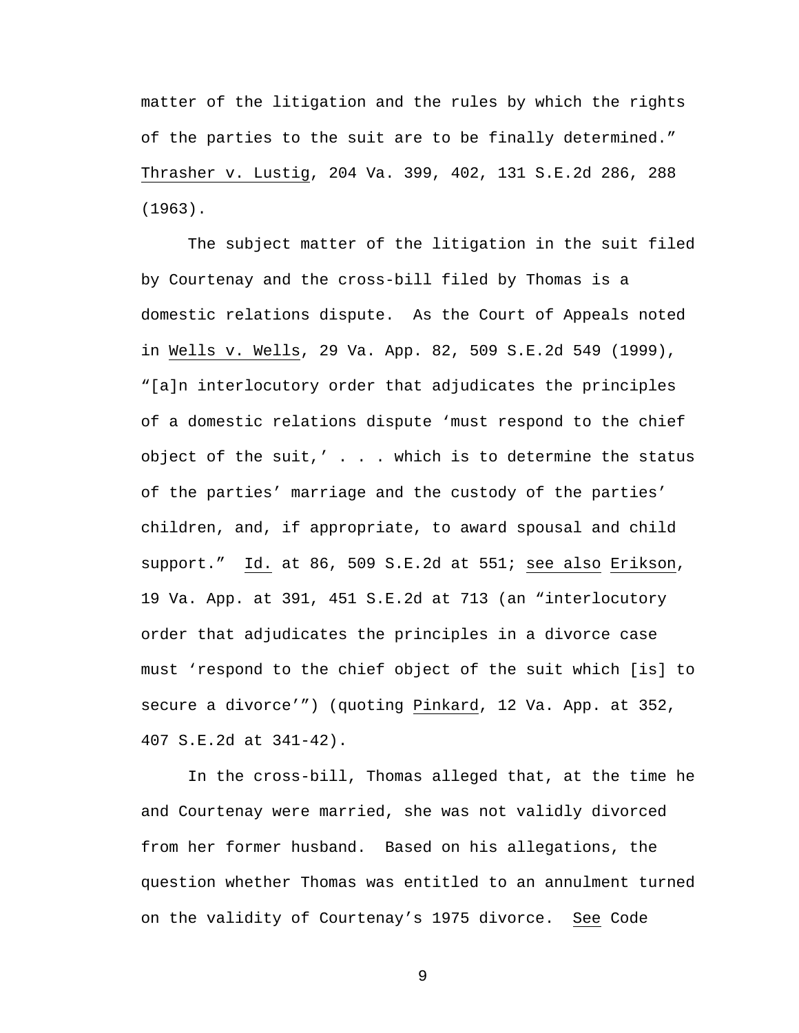matter of the litigation and the rules by which the rights of the parties to the suit are to be finally determined." Thrasher v. Lustig, 204 Va. 399, 402, 131 S.E.2d 286, 288 (1963).

The subject matter of the litigation in the suit filed by Courtenay and the cross-bill filed by Thomas is a domestic relations dispute. As the Court of Appeals noted in Wells v. Wells, 29 Va. App. 82, 509 S.E.2d 549 (1999), "[a]n interlocutory order that adjudicates the principles of a domestic relations dispute 'must respond to the chief object of the suit,' . . . which is to determine the status of the parties' marriage and the custody of the parties' children, and, if appropriate, to award spousal and child support." Id. at 86, 509 S.E.2d at 551; see also Erikson, 19 Va. App. at 391, 451 S.E.2d at 713 (an "interlocutory order that adjudicates the principles in a divorce case must 'respond to the chief object of the suit which [is] to secure a divorce'") (quoting Pinkard, 12 Va. App. at 352, 407 S.E.2d at 341-42).

In the cross-bill, Thomas alleged that, at the time he and Courtenay were married, she was not validly divorced from her former husband. Based on his allegations, the question whether Thomas was entitled to an annulment turned on the validity of Courtenay's 1975 divorce. See Code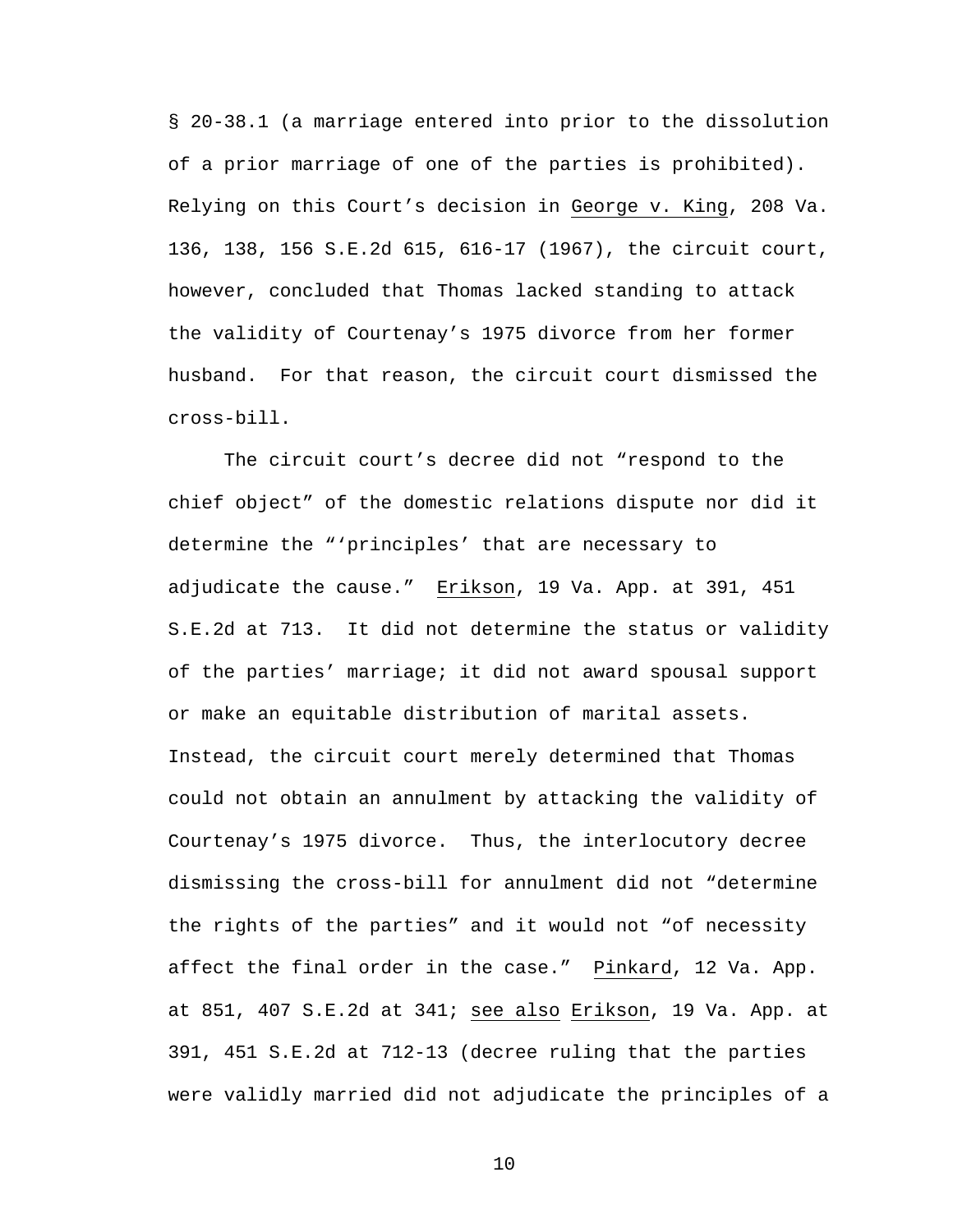§ 20-38.1 (a marriage entered into prior to the dissolution of a prior marriage of one of the parties is prohibited). Relying on this Court's decision in George v. King, 208 Va. 136, 138, 156 S.E.2d 615, 616-17 (1967), the circuit court, however, concluded that Thomas lacked standing to attack the validity of Courtenay's 1975 divorce from her former husband. For that reason, the circuit court dismissed the cross-bill.

The circuit court's decree did not "respond to the chief object" of the domestic relations dispute nor did it determine the "'principles' that are necessary to adjudicate the cause." Erikson, 19 Va. App. at 391, 451 S.E.2d at 713. It did not determine the status or validity of the parties' marriage; it did not award spousal support or make an equitable distribution of marital assets. Instead, the circuit court merely determined that Thomas could not obtain an annulment by attacking the validity of Courtenay's 1975 divorce. Thus, the interlocutory decree dismissing the cross-bill for annulment did not "determine the rights of the parties" and it would not "of necessity affect the final order in the case." Pinkard, 12 Va. App. at 851, 407 S.E.2d at 341; see also Erikson, 19 Va. App. at 391, 451 S.E.2d at 712-13 (decree ruling that the parties were validly married did not adjudicate the principles of a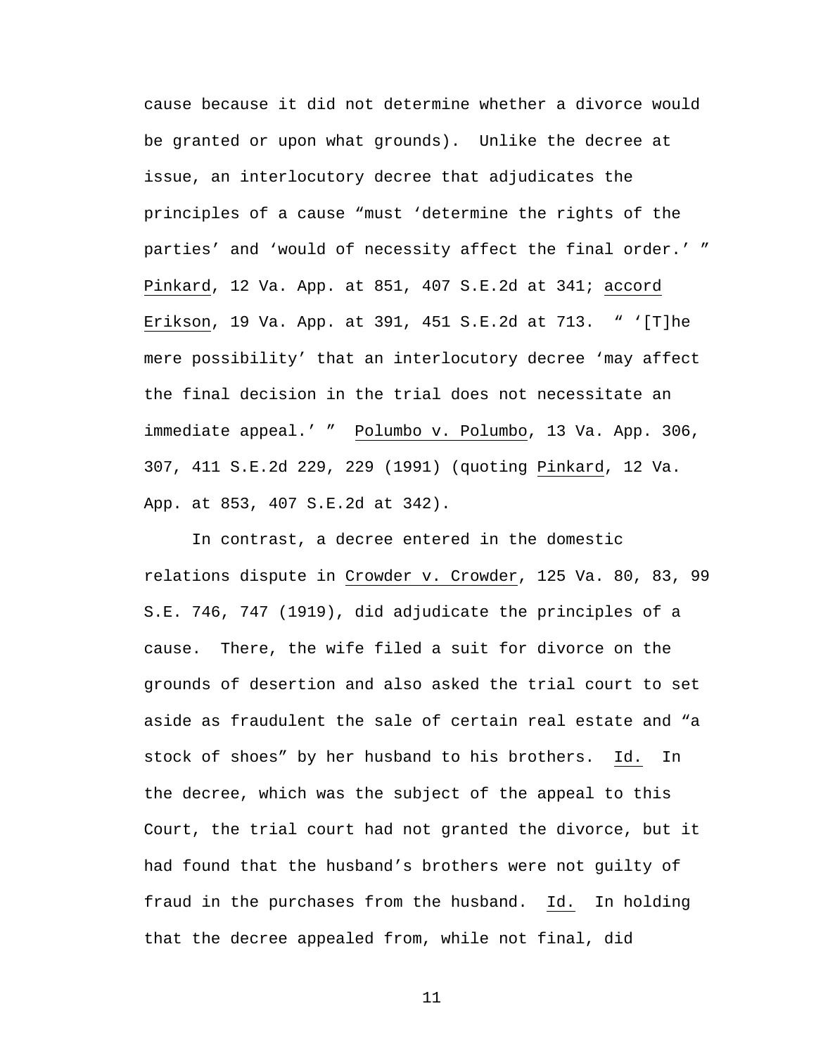cause because it did not determine whether a divorce would be granted or upon what grounds). Unlike the decree at issue, an interlocutory decree that adjudicates the principles of a cause "must 'determine the rights of the parties' and 'would of necessity affect the final order.' " Pinkard, 12 Va. App. at 851, 407 S.E.2d at 341; accord Erikson, 19 Va. App. at 391, 451 S.E.2d at 713. " '[T]he mere possibility' that an interlocutory decree 'may affect the final decision in the trial does not necessitate an immediate appeal.' " Polumbo v. Polumbo, 13 Va. App. 306, 307, 411 S.E.2d 229, 229 (1991) (quoting Pinkard, 12 Va. App. at 853, 407 S.E.2d at 342).

In contrast, a decree entered in the domestic relations dispute in Crowder v. Crowder, 125 Va. 80, 83, 99 S.E. 746, 747 (1919), did adjudicate the principles of a cause. There, the wife filed a suit for divorce on the grounds of desertion and also asked the trial court to set aside as fraudulent the sale of certain real estate and "a stock of shoes" by her husband to his brothers. Id. In the decree, which was the subject of the appeal to this Court, the trial court had not granted the divorce, but it had found that the husband's brothers were not guilty of fraud in the purchases from the husband. Id. In holding that the decree appealed from, while not final, did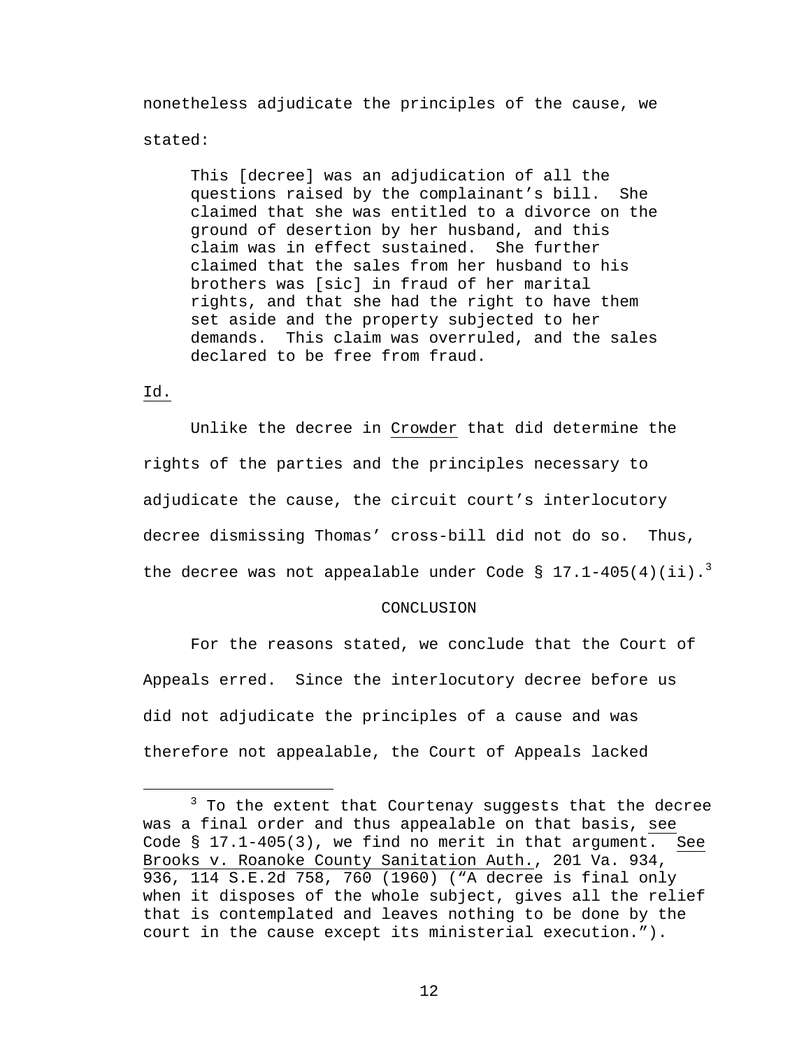nonetheless adjudicate the principles of the cause, we stated:

> This [decree] was an adjudication of all the questions raised by the complainant's bill. She claimed that she was entitled to a divorce on the ground of desertion by her husband, and this claim was in effect sustained. She further claimed that the sales from her husband to his brothers was [sic] in fraud of her marital rights, and that she had the right to have them set aside and the property subjected to her demands. This claim was overruled, and the sales declared to be free from fraud.

Id.

Unlike the decree in Crowder that did determine the rights of the parties and the principles necessary to adjudicate the cause, the circuit court's interlocutory decree dismissing Thomas' cross-bill did not do so. Thus, the decree was not appealable under Code § 17.1-405(4)(ii).[3]

CONCLUSION

For the reasons stated, we conclude that the Court of Appeals erred. Since the interlocutory decree before us did not adjudicate the principles of a cause and was therefore not appealable, the Court of Appeals lacked

[3] To the extent that Courtenay suggests that the decree was a final order and thus appealable on that basis, see Code § 17.1-405(3), we find no merit in that argument. See Brooks v. Roanoke County Sanitation Auth., 201 Va. 934, 936, 114 S.E.2d 758, 760 (1960) ("A decree is final only when it disposes of the whole subject, gives all the relief that is contemplated and leaves nothing to be done by the court in the cause except its ministerial execution.").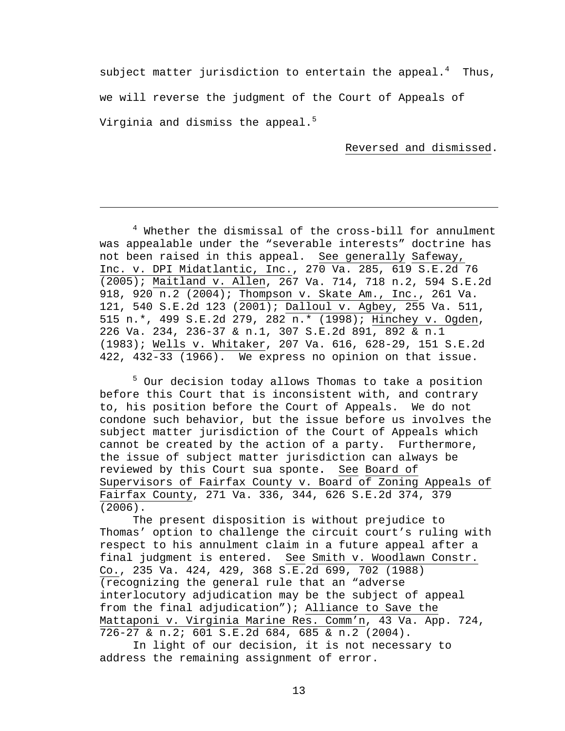subject matter jurisdiction to entertain the appeal.[4] Thus, we will reverse the judgment of the Court of Appeals of Virginia and dismiss the appeal.[5]

Reversed and dismissed.

---

[4] Whether the dismissal of the cross-bill for annulment was appealable under the "severable interests" doctrine has not been raised in this appeal. See generally Safeway, Inc. v. DPI Midatlantic, Inc., 270 Va. 285, 619 S.E.2d 76 (2005); Maitland v. Allen, 267 Va. 714, 718 n.2, 594 S.E.2d 918, 920 n.2 (2004); Thompson v. Skate Am., Inc., 261 Va. 121, 540 S.E.2d 123 (2001); Dalloul v. Agbey, 255 Va. 511, 515 n.*, 499 S.E.2d 279, 282 n.* (1998); Hinchey v. Ogden, 226 Va. 234, 236-37 & n.1, 307 S.E.2d 891, 892 & n.1 (1983); Wells v. Whitaker, 207 Va. 616, 628-29, 151 S.E.2d 422, 432-33 (1966). We express no opinion on that issue.

[5] Our decision today allows Thomas to take a position before this Court that is inconsistent with, and contrary to, his position before the Court of Appeals. We do not condone such behavior, but the issue before us involves the subject matter jurisdiction of the Court of Appeals which cannot be created by the action of a party. Furthermore, the issue of subject matter jurisdiction can always be reviewed by this Court sua sponte. See Board of Supervisors of Fairfax County v. Board of Zoning Appeals of Fairfax County, 271 Va. 336, 344, 626 S.E.2d 374, 379 (2006).

The present disposition is without prejudice to Thomas' option to challenge the circuit court's ruling with respect to his annulment claim in a future appeal after a final judgment is entered. See Smith v. Woodlawn Constr. Co., 235 Va. 424, 429, 368 S.E.2d 699, 702 (1988) (recognizing the general rule that an "adverse interlocutory adjudication may be the subject of appeal from the final adjudication"); Alliance to Save the Mattaponi v. Virginia Marine Res. Comm'n, 43 Va. App. 724, 726-27 & n.2; 601 S.E.2d 684, 685 & n.2 (2004).

In light of our decision, it is not necessary to address the remaining assignment of error.